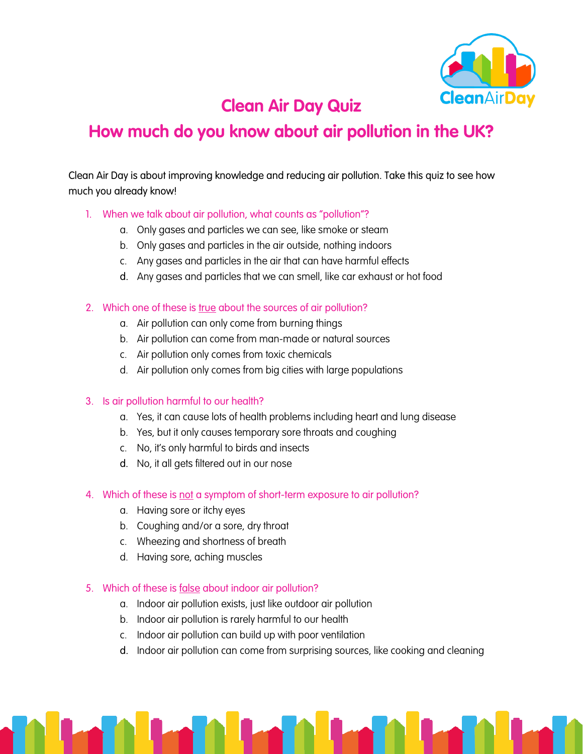# Clean Air Day Quiz

## How much do you know about air pollution in the UK?

Clean Air Day is about improving knowledge and reducing air pollution. Take this quiz to see how much you already know!

1. When we talk about air pollution, what counts as "pollution"?
    a. Only gases and particles we can see, like smoke or steam
    b. Only gases and particles in the air outside, nothing indoors
    c. Any gases and particles in the air that can have harmful effects
    d. Any gases and particles that we can smell, like car exhaust or hot food

2. Which one of these is <u>true</u> about the sources of air pollution?
    a. Air pollution can only come from burning things
    b. Air pollution can come from man-made or natural sources
    c. Air pollution only comes from toxic chemicals
    d. Air pollution only comes from big cities with large populations

3. Is air pollution harmful to our health?
    a. Yes, it can cause lots of health problems including heart and lung disease
    b. Yes, but it only causes temporary sore throats and coughing
    c. No, it's only harmful to birds and insects
    d. No, it all gets filtered out in our nose

4. Which of these is <u>not</u> a symptom of short-term exposure to air pollution?
    a. Having sore or itchy eyes
    b. Coughing and/or a sore, dry throat
    c. Wheezing and shortness of breath
    d. Having sore, aching muscles

5. Which of these is <u>false</u> about indoor air pollution?
    a. Indoor air pollution exists, just like outdoor air pollution
    b. Indoor air pollution is rarely harmful to our health
    c. Indoor air pollution can build up with poor ventilation
    d. Indoor air pollution can come from surprising sources, like cooking and cleaning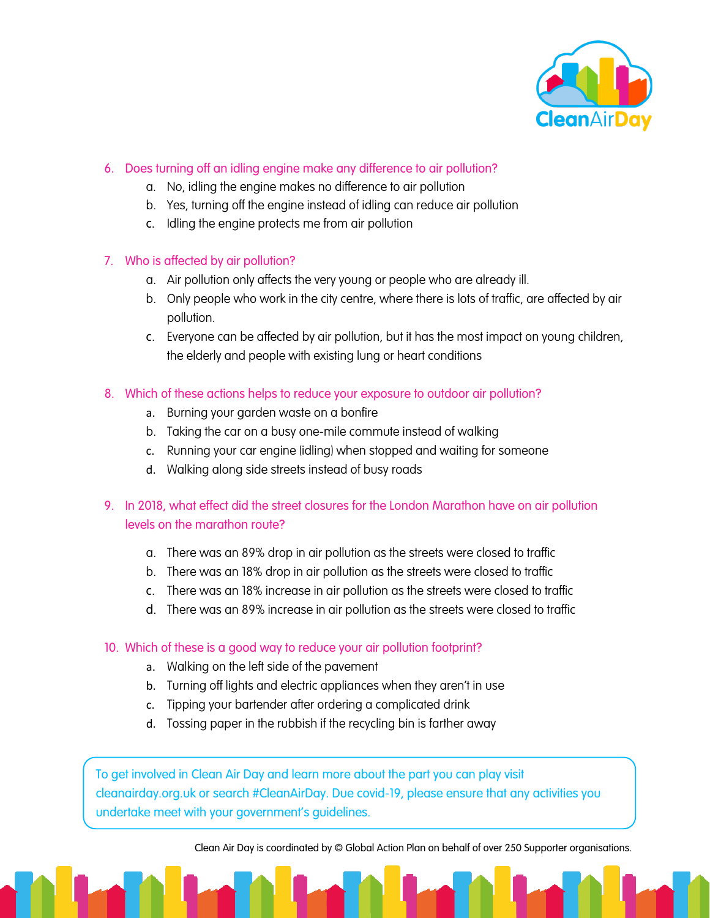6. Does turning off an idling engine make any difference to air pollution?
    a. No, idling the engine makes no difference to air pollution
    b. Yes, turning off the engine instead of idling can reduce air pollution
    c. Idling the engine protects me from air pollution

7. Who is affected by air pollution?
    a. Air pollution only affects the very young or people who are already ill.
    b. Only people who work in the city centre, where there is lots of traffic, are affected by air pollution.
    c. Everyone can be affected by air pollution, but it has the most impact on young children, the elderly and people with existing lung or heart conditions

8. Which of these actions helps to reduce your exposure to outdoor air pollution?
    a. Burning your garden waste on a bonfire
    b. Taking the car on a busy one-mile commute instead of walking
    c. Running your car engine (idling) when stopped and waiting for someone
    d. Walking along side streets instead of busy roads

9. In 2018, what effect did the street closures for the London Marathon have on air pollution levels on the marathon route?
    a. There was an 89% drop in air pollution as the streets were closed to traffic
    b. There was an 18% drop in air pollution as the streets were closed to traffic
    c. There was an 18% increase in air pollution as the streets were closed to traffic
    d. There was an 89% increase in air pollution as the streets were closed to traffic

10. Which of these is a good way to reduce your air pollution footprint?
    a. Walking on the left side of the pavement
    b. Turning off lights and electric appliances when they aren't in use
    c. Tipping your bartender after ordering a complicated drink
    d. Tossing paper in the rubbish if the recycling bin is farther away

To get involved in Clean Air Day and learn more about the part you can play visit cleanairday.org.uk or search #CleanAirDay. Due covid-19, please ensure that any activities you undertake meet with your government's guidelines.

Clean Air Day is coordinated by © Global Action Plan on behalf of over 250 Supporter organisations.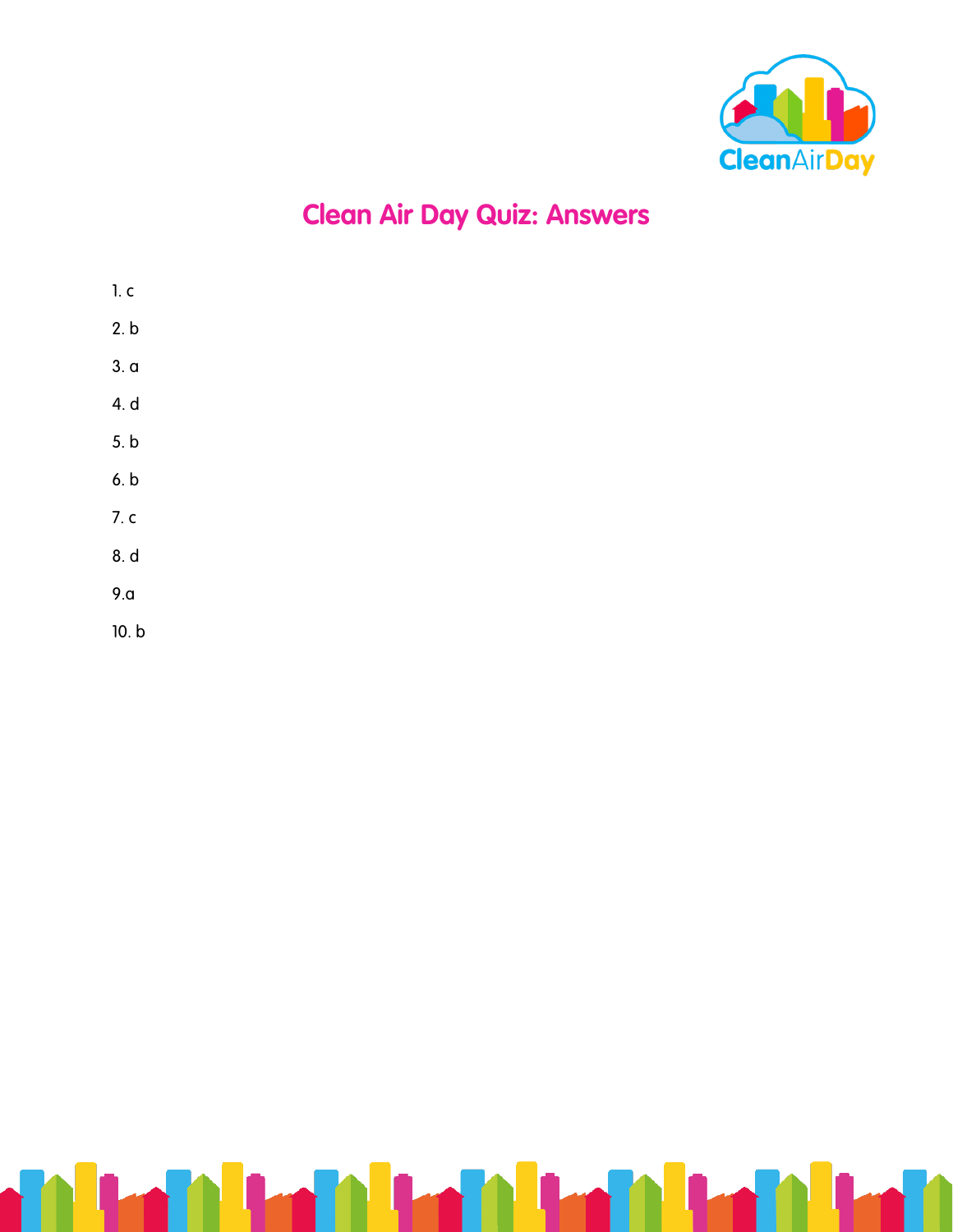# Clean Air Day Quiz: Answers

1. c
2. b
3. a
4. d
5. b
6. b
7. c
8. d
9. a
10. b